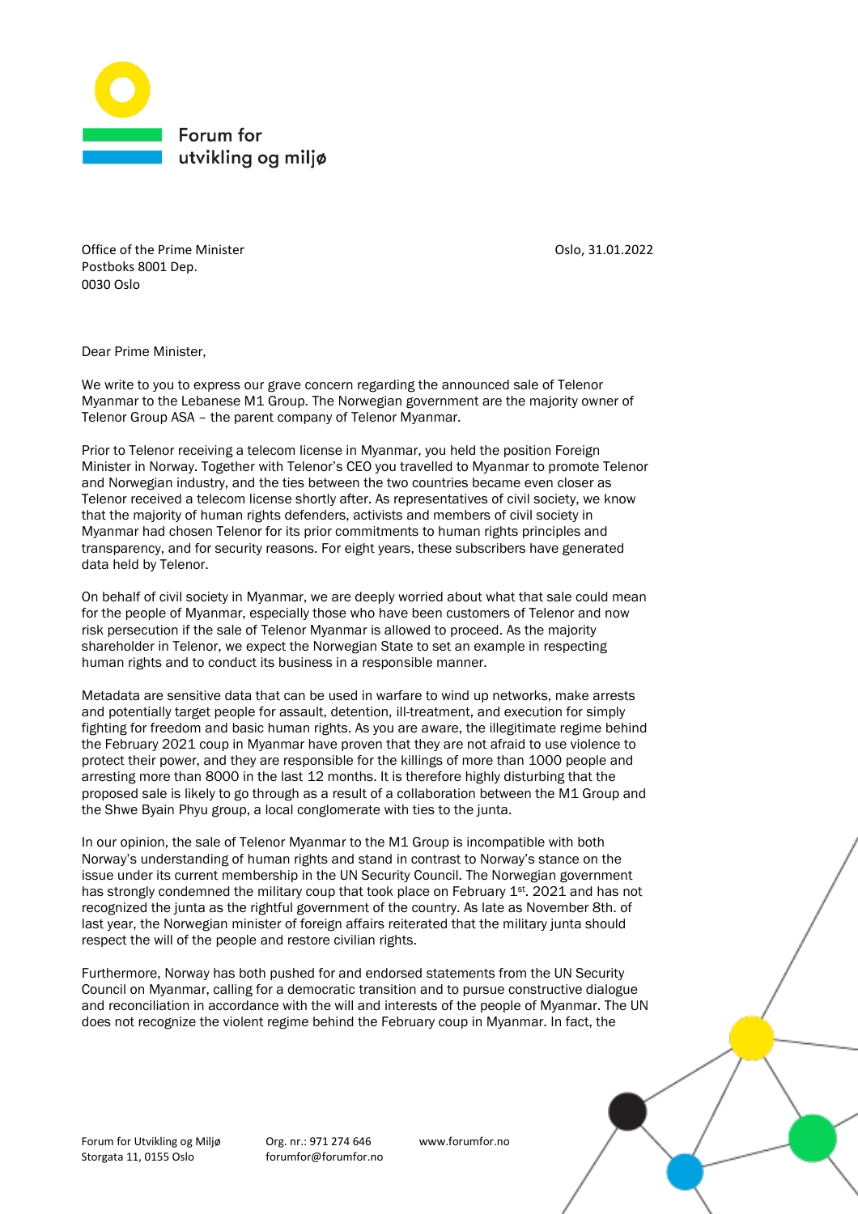Forum for utvikling og miljø

Office of the Prime Minister
Postboks 8001 Dep.
0030 Oslo

Oslo, 31.01.2022

Dear Prime Minister,

We write to you to express our grave concern regarding the announced sale of Telenor Myanmar to the Lebanese M1 Group. The Norwegian government are the majority owner of Telenor Group ASA – the parent company of Telenor Myanmar.

Prior to Telenor receiving a telecom license in Myanmar, you held the position Foreign Minister in Norway. Together with Telenor's CEO you travelled to Myanmar to promote Telenor and Norwegian industry, and the ties between the two countries became even closer as Telenor received a telecom license shortly after. As representatives of civil society, we know that the majority of human rights defenders, activists and members of civil society in Myanmar had chosen Telenor for its prior commitments to human rights principles and transparency, and for security reasons. For eight years, these subscribers have generated data held by Telenor.

On behalf of civil society in Myanmar, we are deeply worried about what that sale could mean for the people of Myanmar, especially those who have been customers of Telenor and now risk persecution if the sale of Telenor Myanmar is allowed to proceed. As the majority shareholder in Telenor, we expect the Norwegian State to set an example in respecting human rights and to conduct its business in a responsible manner.

Metadata are sensitive data that can be used in warfare to wind up networks, make arrests and potentially target people for assault, detention, ill-treatment, and execution for simply fighting for freedom and basic human rights. As you are aware, the illegitimate regime behind the February 2021 coup in Myanmar have proven that they are not afraid to use violence to protect their power, and they are responsible for the killings of more than 1000 people and arresting more than 8000 in the last 12 months. It is therefore highly disturbing that the proposed sale is likely to go through as a result of a collaboration between the M1 Group and the Shwe Byain Phyu group, a local conglomerate with ties to the junta.

In our opinion, the sale of Telenor Myanmar to the M1 Group is incompatible with both Norway's understanding of human rights and stand in contrast to Norway's stance on the issue under its current membership in the UN Security Council. The Norwegian government has strongly condemned the military coup that took place on February 1st. 2021 and has not recognized the junta as the rightful government of the country. As late as November 8th. of last year, the Norwegian minister of foreign affairs reiterated that the military junta should respect the will of the people and restore civilian rights.

Furthermore, Norway has both pushed for and endorsed statements from the UN Security Council on Myanmar, calling for a democratic transition and to pursue constructive dialogue and reconciliation in accordance with the will and interests of the people of Myanmar. The UN does not recognize the violent regime behind the February coup in Myanmar. In fact, the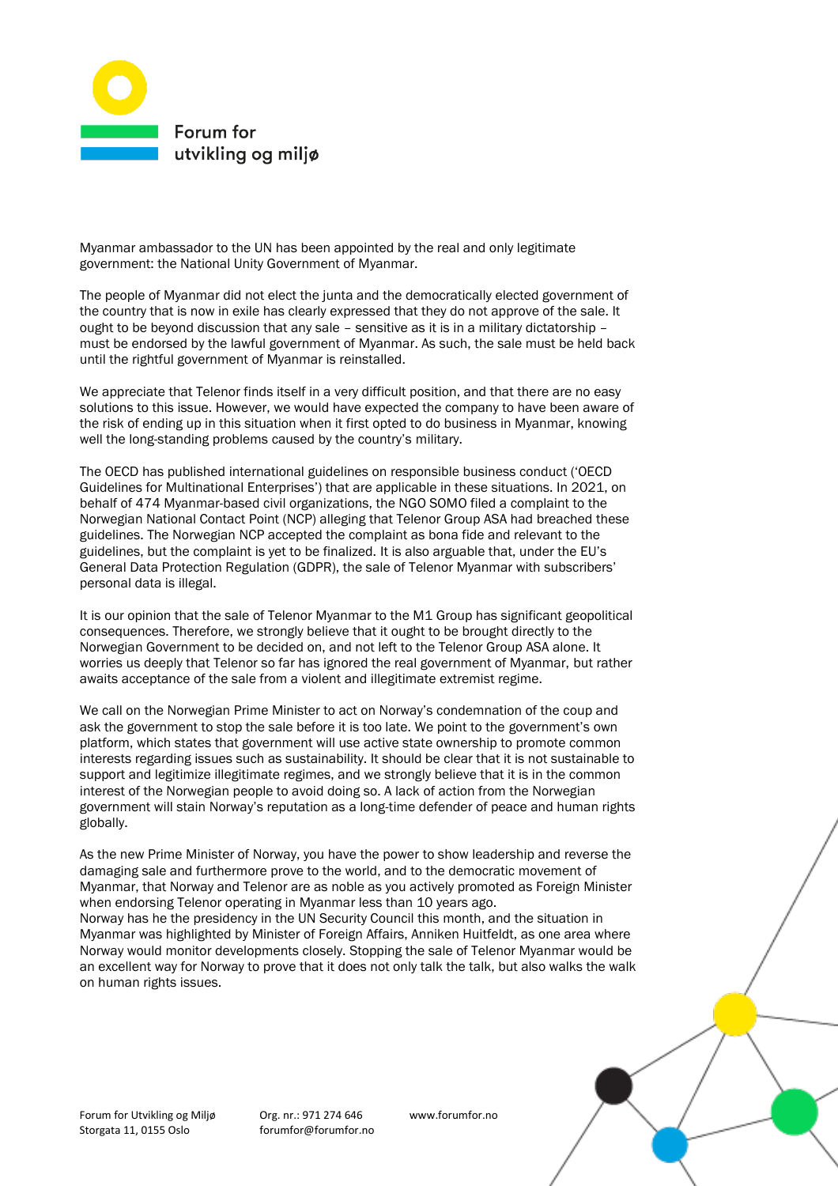Myanmar ambassador to the UN has been appointed by the real and only legitimate government: the National Unity Government of Myanmar.

The people of Myanmar did not elect the junta and the democratically elected government of the country that is now in exile has clearly expressed that they do not approve of the sale. It ought to be beyond discussion that any sale – sensitive as it is in a military dictatorship – must be endorsed by the lawful government of Myanmar. As such, the sale must be held back until the rightful government of Myanmar is reinstalled.

We appreciate that Telenor finds itself in a very difficult position, and that there are no easy solutions to this issue. However, we would have expected the company to have been aware of the risk of ending up in this situation when it first opted to do business in Myanmar, knowing well the long-standing problems caused by the country's military.

The OECD has published international guidelines on responsible business conduct ('OECD Guidelines for Multinational Enterprises') that are applicable in these situations. In 2021, on behalf of 474 Myanmar-based civil organizations, the NGO SOMO filed a complaint to the Norwegian National Contact Point (NCP) alleging that Telenor Group ASA had breached these guidelines. The Norwegian NCP accepted the complaint as bona fide and relevant to the guidelines, but the complaint is yet to be finalized. It is also arguable that, under the EU's General Data Protection Regulation (GDPR), the sale of Telenor Myanmar with subscribers' personal data is illegal.

It is our opinion that the sale of Telenor Myanmar to the M1 Group has significant geopolitical consequences. Therefore, we strongly believe that it ought to be brought directly to the Norwegian Government to be decided on, and not left to the Telenor Group ASA alone. It worries us deeply that Telenor so far has ignored the real government of Myanmar, but rather awaits acceptance of the sale from a violent and illegitimate extremist regime.

We call on the Norwegian Prime Minister to act on Norway's condemnation of the coup and ask the government to stop the sale before it is too late. We point to the government's own platform, which states that government will use active state ownership to promote common interests regarding issues such as sustainability. It should be clear that it is not sustainable to support and legitimize illegitimate regimes, and we strongly believe that it is in the common interest of the Norwegian people to avoid doing so. A lack of action from the Norwegian government will stain Norway's reputation as a long-time defender of peace and human rights globally.

As the new Prime Minister of Norway, you have the power to show leadership and reverse the damaging sale and furthermore prove to the world, and to the democratic movement of Myanmar, that Norway and Telenor are as noble as you actively promoted as Foreign Minister when endorsing Telenor operating in Myanmar less than 10 years ago.
Norway has he the presidency in the UN Security Council this month, and the situation in Myanmar was highlighted by Minister of Foreign Affairs, Anniken Huitfeldt, as one area where Norway would monitor developments closely. Stopping the sale of Telenor Myanmar would be an excellent way for Norway to prove that it does not only talk the talk, but also walks the walk on human rights issues.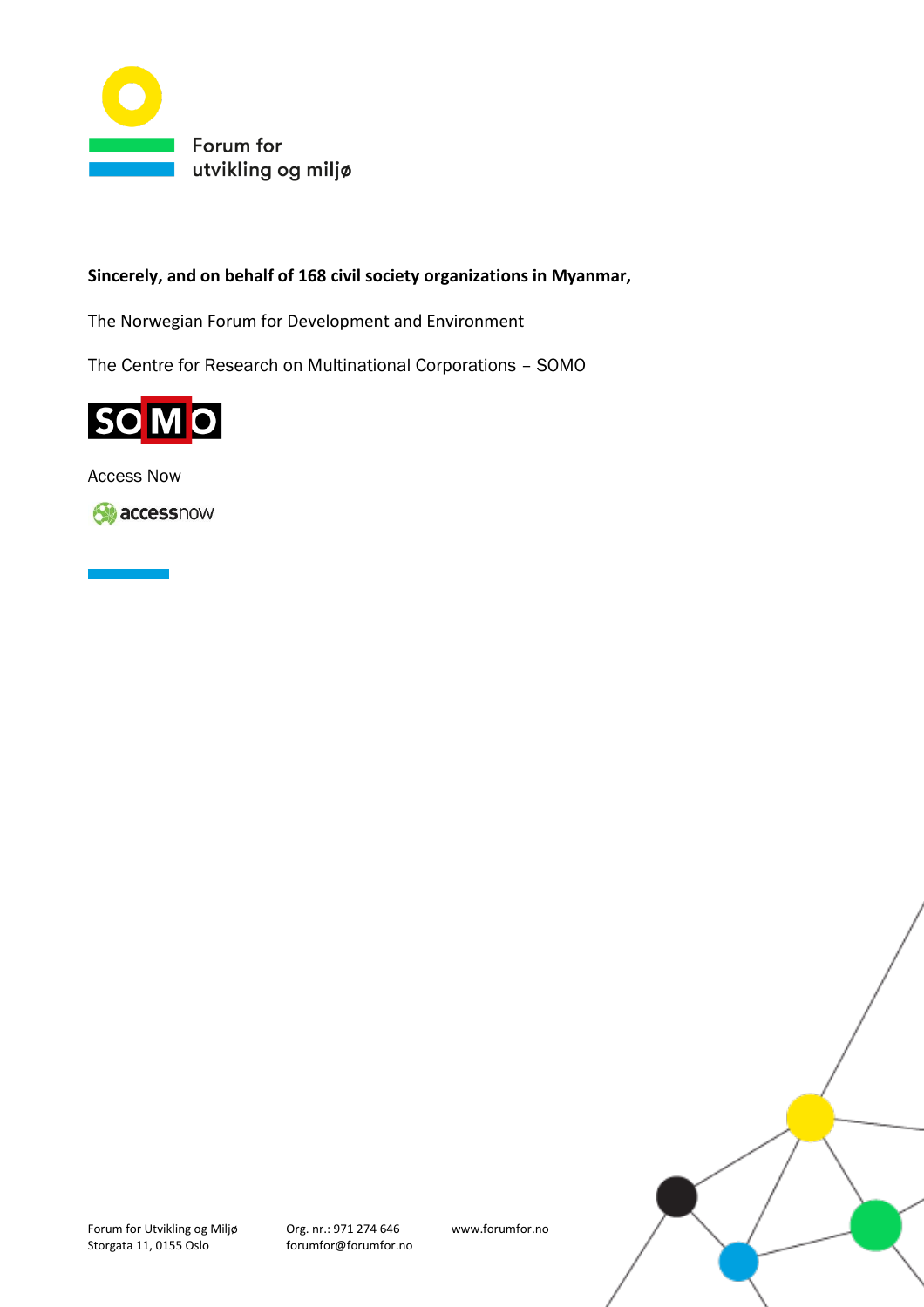**Sincerely, and on behalf of 168 civil society organizations in Myanmar,**

The Norwegian Forum for Development and Environment

The Centre for Research on Multinational Corporations – SOMO

Access Now